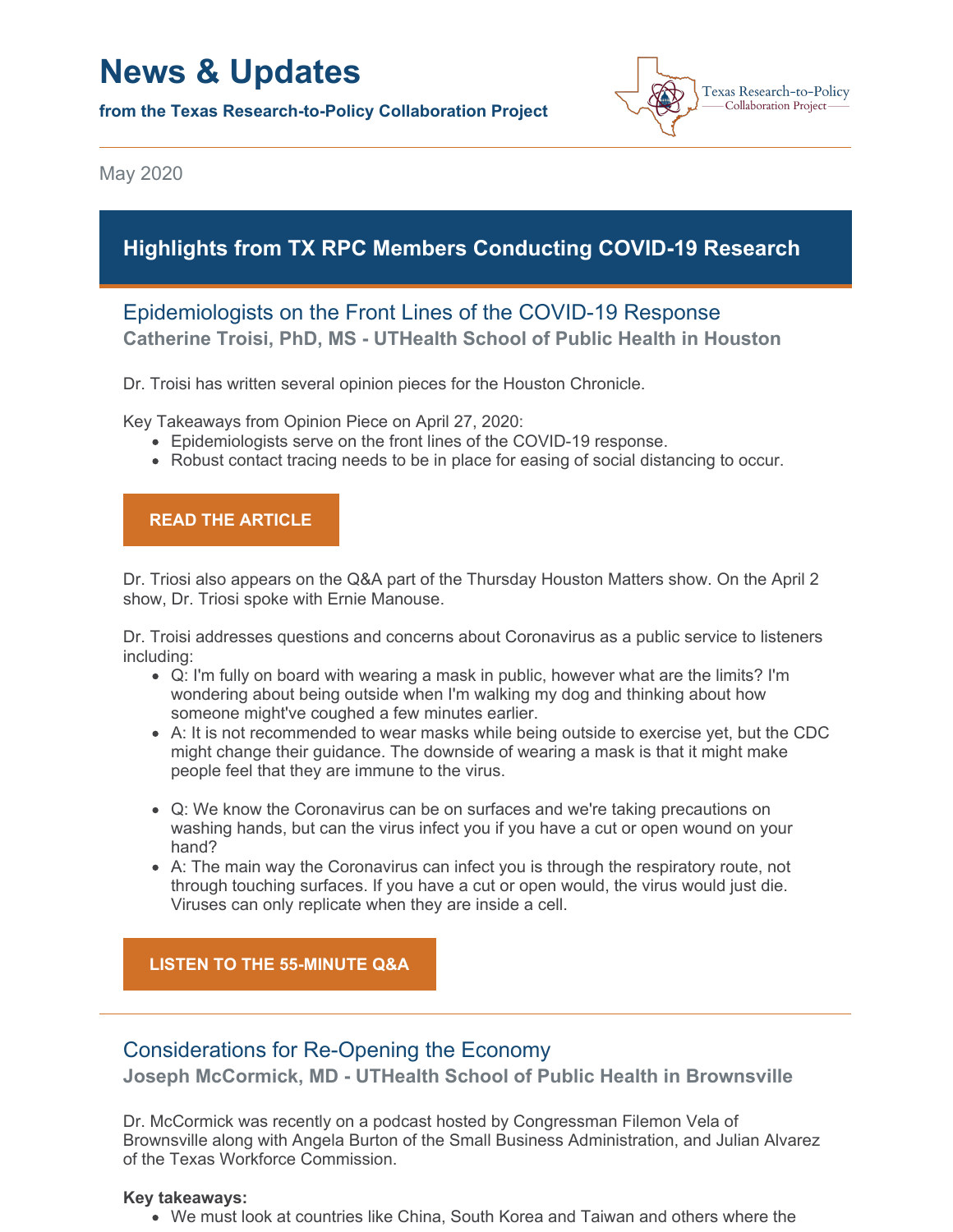# News & Updates

**from the Texas Research-to-Policy Collaboration Project**

Texas Research-to-Policy Collaboration Project

May 2020

## Highlights from TX RPC Members Conducting COVID-19 Research

### Epidemiologists on the Front Lines of the COVID-19 Response

**Catherine Troisi, PhD, MS - UTHealth School of Public Health in Houston**

Dr. Troisi has written several opinion pieces for the Houston Chronicle.

Key Takeaways from Opinion Piece on April 27, 2020:

- Epidemiologists serve on the front lines of the COVID-19 response.
- Robust contact tracing needs to be in place for easing of social distancing to occur.

**READ THE ARTICLE**

Dr. Triosi also appears on the Q&A part of the Thursday Houston Matters show. On the April 2 show, Dr. Triosi spoke with Ernie Manouse.

Dr. Troisi addresses questions and concerns about Coronavirus as a public service to listeners including:

- Q: I'm fully on board with wearing a mask in public, however what are the limits? I'm wondering about being outside when I'm walking my dog and thinking about how someone might've coughed a few minutes earlier.
- A: It is not recommended to wear masks while being outside to exercise yet, but the CDC might change their guidance. The downside of wearing a mask is that it might make people feel that they are immune to the virus.

- Q: We know the Coronavirus can be on surfaces and we're taking precautions on washing hands, but can the virus infect you if you have a cut or open wound on your hand?
- A: The main way the Coronavirus can infect you is through the respiratory route, not through touching surfaces. If you have a cut or open would, the virus would just die. Viruses can only replicate when they are inside a cell.

**LISTEN TO THE 55-MINUTE Q&A**

---

### Considerations for Re-Opening the Economy

**Joseph McCormick, MD - UTHealth School of Public Health in Brownsville**

Dr. McCormick was recently on a podcast hosted by Congressman Filemon Vela of Brownsville along with Angela Burton of the Small Business Administration, and Julian Alvarez of the Texas Workforce Commission.

**Key takeaways:**

- We must look at countries like China, South Korea and Taiwan and others where the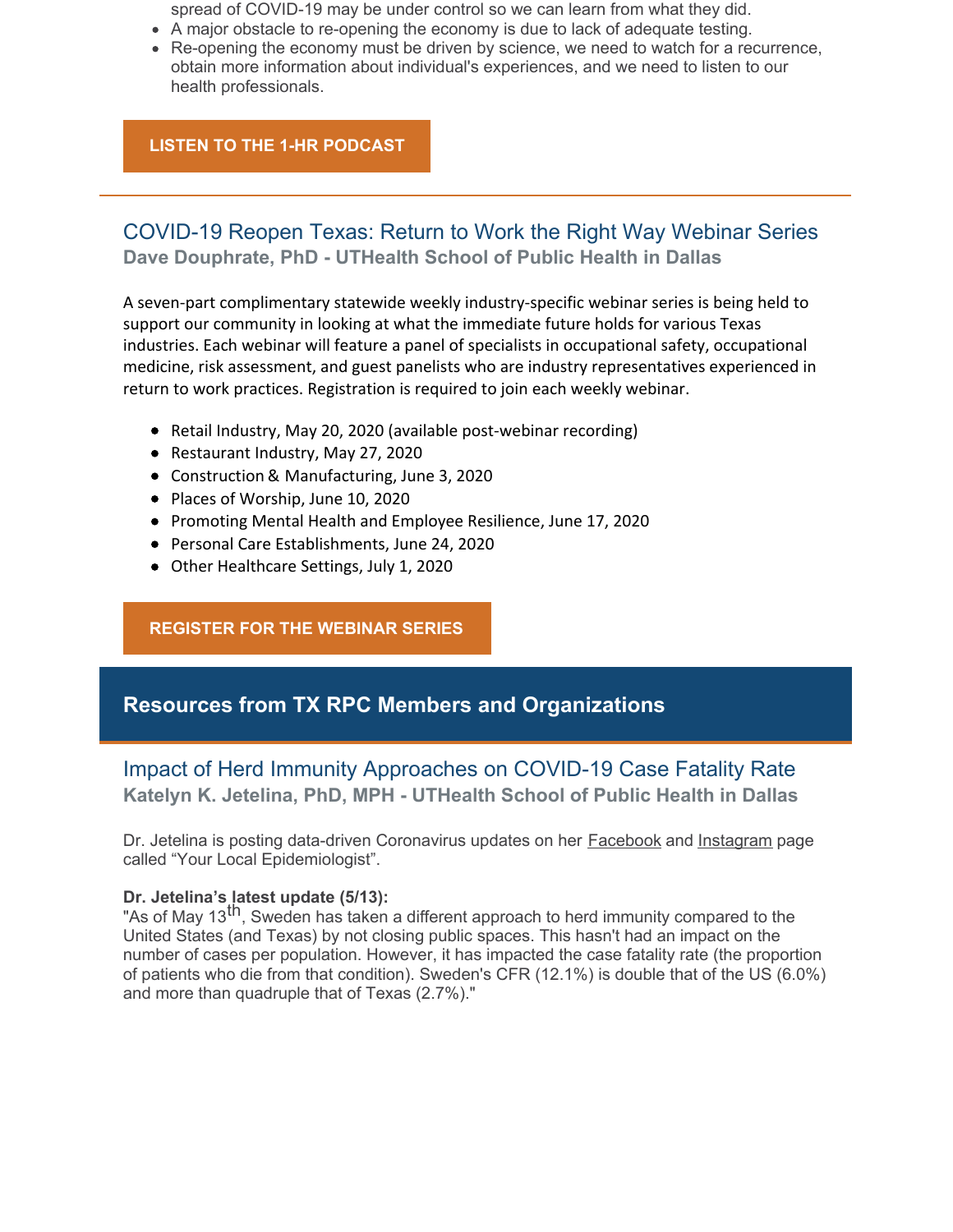- spread of COVID-19 may be under control so we can learn from what they did.
- A major obstacle to re-opening the economy is due to lack of adequate testing.
- Re-opening the economy must be driven by science, we need to watch for a recurrence, obtain more information about individual's experiences, and we need to listen to our health professionals.

**LISTEN TO THE 1-HR PODCAST**

---

## COVID-19 Reopen Texas: Return to Work the Right Way Webinar Series

**Dave Douphrate, PhD - UTHealth School of Public Health in Dallas**

A seven-part complimentary statewide weekly industry-specific webinar series is being held to support our community in looking at what the immediate future holds for various Texas industries. Each webinar will feature a panel of specialists in occupational safety, occupational medicine, risk assessment, and guest panelists who are industry representatives experienced in return to work practices. Registration is required to join each weekly webinar.

- Retail Industry, May 20, 2020 (available post-webinar recording)
- Restaurant Industry, May 27, 2020
- Construction & Manufacturing, June 3, 2020
- Places of Worship, June 10, 2020
- Promoting Mental Health and Employee Resilience, June 17, 2020
- Personal Care Establishments, June 24, 2020
- Other Healthcare Settings, July 1, 2020

**REGISTER FOR THE WEBINAR SERIES**

# Resources from TX RPC Members and Organizations

## Impact of Herd Immunity Approaches on COVID-19 Case Fatality Rate

**Katelyn K. Jetelina, PhD, MPH - UTHealth School of Public Health in Dallas**

Dr. Jetelina is posting data-driven Coronavirus updates on her Facebook and Instagram page called “Your Local Epidemiologist”.

**Dr. Jetelina’s latest update (5/13):**
"As of May 13th, Sweden has taken a different approach to herd immunity compared to the United States (and Texas) by not closing public spaces. This hasn't had an impact on the number of cases per population. However, it has impacted the case fatality rate (the proportion of patients who die from that condition). Sweden's CFR (12.1%) is double that of the US (6.0%) and more than quadruple that of Texas (2.7%)."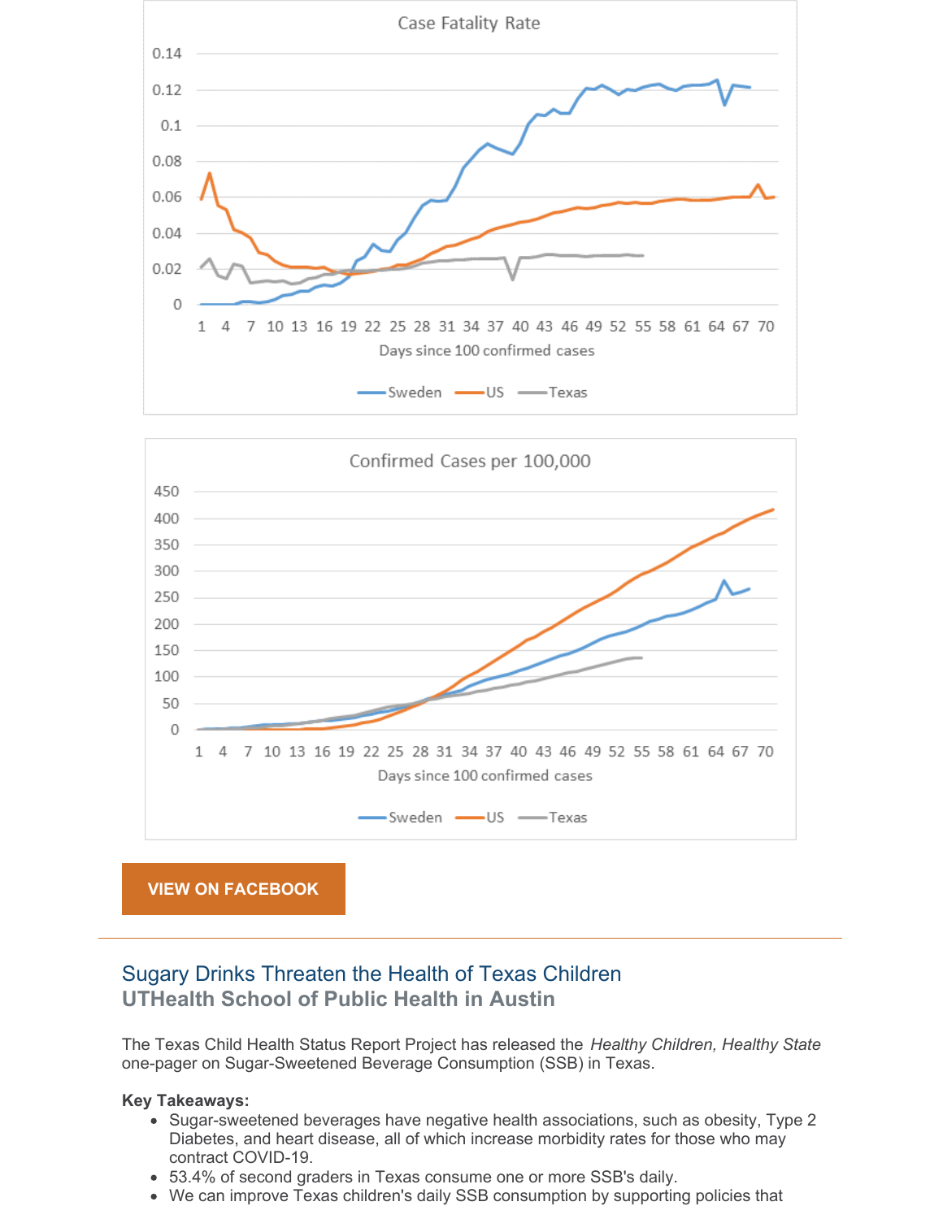Case Fatality Rate

Days since 100 confirmed cases

Sweden — US — Texas

Confirmed Cases per 100,000

Days since 100 confirmed cases

Sweden — US — Texas

VIEW ON FACEBOOK

---

## Sugary Drinks Threaten the Health of Texas Children

### UTHealth School of Public Health in Austin

The Texas Child Health Status Report Project has released the *Healthy Children, Healthy State* one-pager on Sugar-Sweetened Beverage Consumption (SSB) in Texas.

**Key Takeaways:**

- Sugar-sweetened beverages have negative health associations, such as obesity, Type 2 Diabetes, and heart disease, all of which increase morbidity rates for those who may contract COVID-19.
- 53.4% of second graders in Texas consume one or more SSB's daily.
- We can improve Texas children's daily SSB consumption by supporting policies that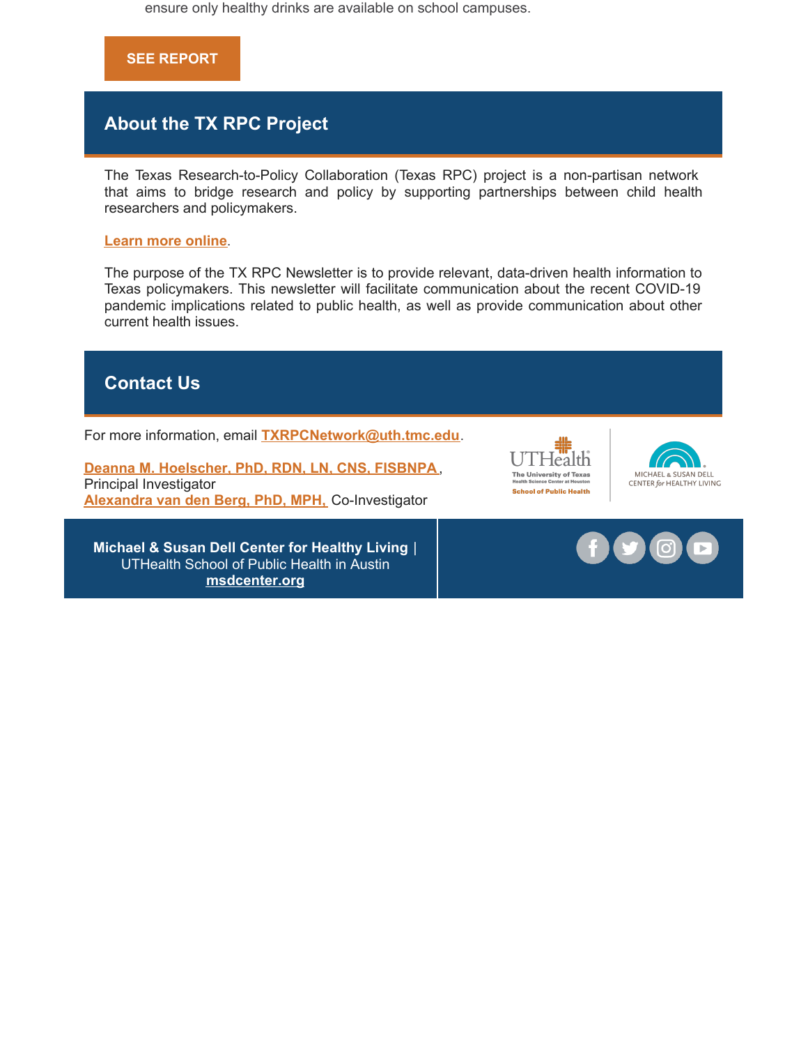ensure only healthy drinks are available on school campuses.

**SEE REPORT**

## About the TX RPC Project

The Texas Research-to-Policy Collaboration (Texas RPC) project is a non-partisan network that aims to bridge research and policy by supporting partnerships between child health researchers and policymakers.

**Learn more online**.

The purpose of the TX RPC Newsletter is to provide relevant, data-driven health information to Texas policymakers. This newsletter will facilitate communication about the recent COVID-19 pandemic implications related to public health, as well as provide communication about other current health issues.

## Contact Us

For more information, email **TXRPCNetwork@uth.tmc.edu**.

**Deanna M. Hoelscher, PhD, RDN, LN, CNS, FISBNPA**, Principal Investigator
**Alexandra van den Berg, PhD, MPH,** Co-Investigator

UTHealth The University of Texas Health Science Center at Houston School of Public Health

MICHAEL & SUSAN DELL CENTER *for* HEALTHY LIVING

**Michael & Susan Dell Center for Healthy Living** | UTHealth School of Public Health in Austin
**msdcenter.org**